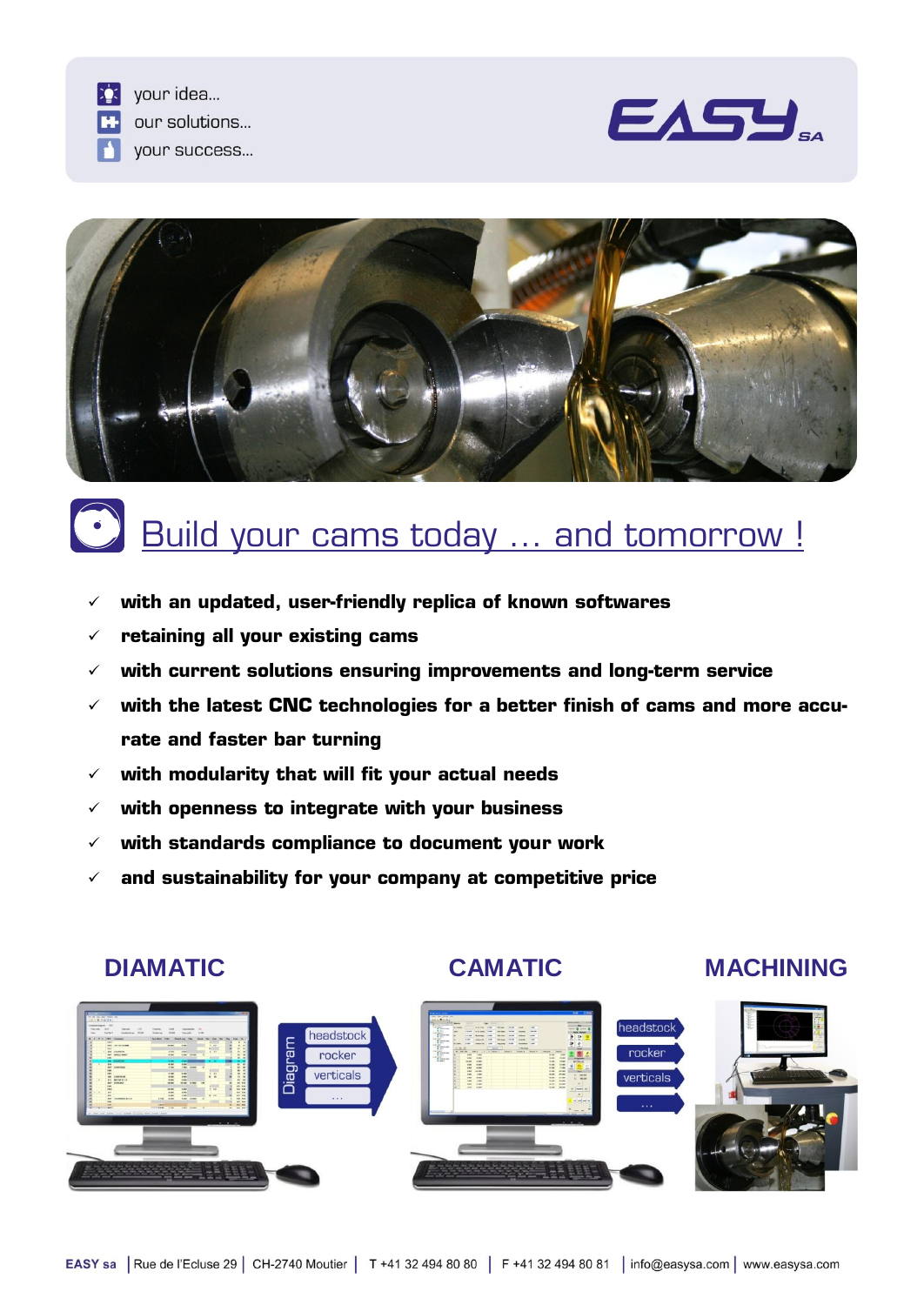your idea...
our solutions...
your success...

EASY SA

# Build your cams today ... and tomorrow !

- **with an updated, user-friendly replica of known softwares**
- **retaining all your existing cams**
- **with current solutions ensuring improvements and long-term service**
- **with the latest CNC technologies for a better finish of cams and more accurate and faster bar turning**
- **with modularity that will fit your actual needs**
- **with openness to integrate with your business**
- **with standards compliance to document your work**
- **and sustainability for your company at competitive price**

## DIAMATIC

Diagram: headstock, rocker, verticals, ...

## CAMATIC

headstock, rocker, verticals, ...

## MACHINING

EASY sa | Rue de l'Ecluse 29 | CH-2740 Moutier | T +41 32 494 80 80 | F +41 32 494 80 81 | info@easysa.com | www.easysa.com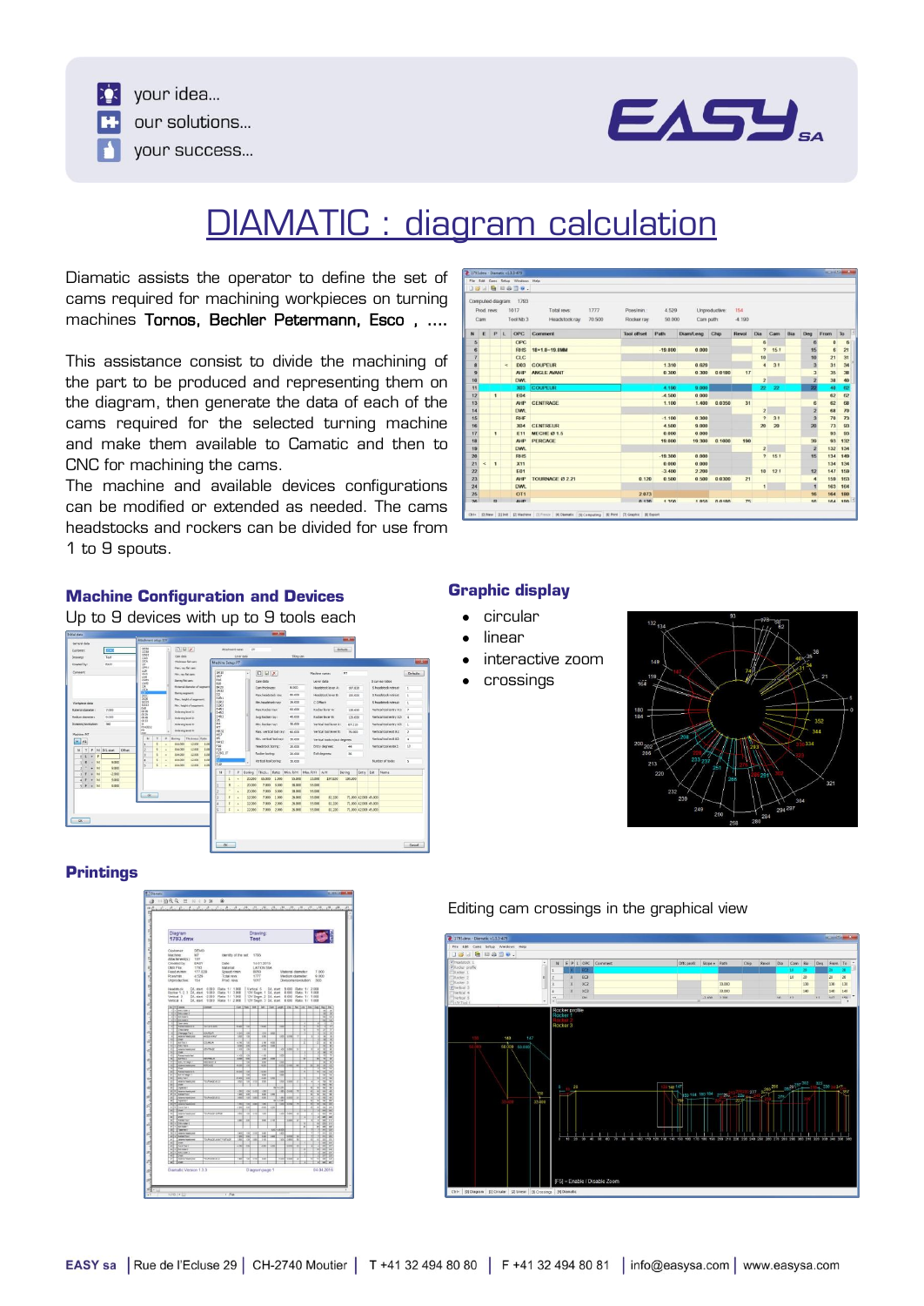your idea...
our solutions...
your success...

# DIAMATIC : diagram calculation

Diamatic assists the operator to define the set of cams required for machining workpieces on turning machines **Tornos, Bechler Petermann, Esco , ....**

This assistance consist to divide the machining of the part to be produced and representing them on the diagram, then generate the data of each of the cams required for the selected turning machine and make them available to Camatic and then to CNC for machining the cams.
The machine and available devices configurations can be modified or extended as needed. The cams headstocks and rockers can be divided for use from 1 to 9 spouts.

## Machine Configuration and Devices

Up to 9 devices with up to 9 tools each

## Graphic display

- circular
- linear
- interactive zoom
- crossings

## Printings

Editing cam crossings in the graphical view

**EASY sa** | Rue de l'Ecluse 29 | CH-2740 Moutier | T +41 32 494 80 80 | F +41 32 494 80 81 | info@easysa.com | www.easysa.com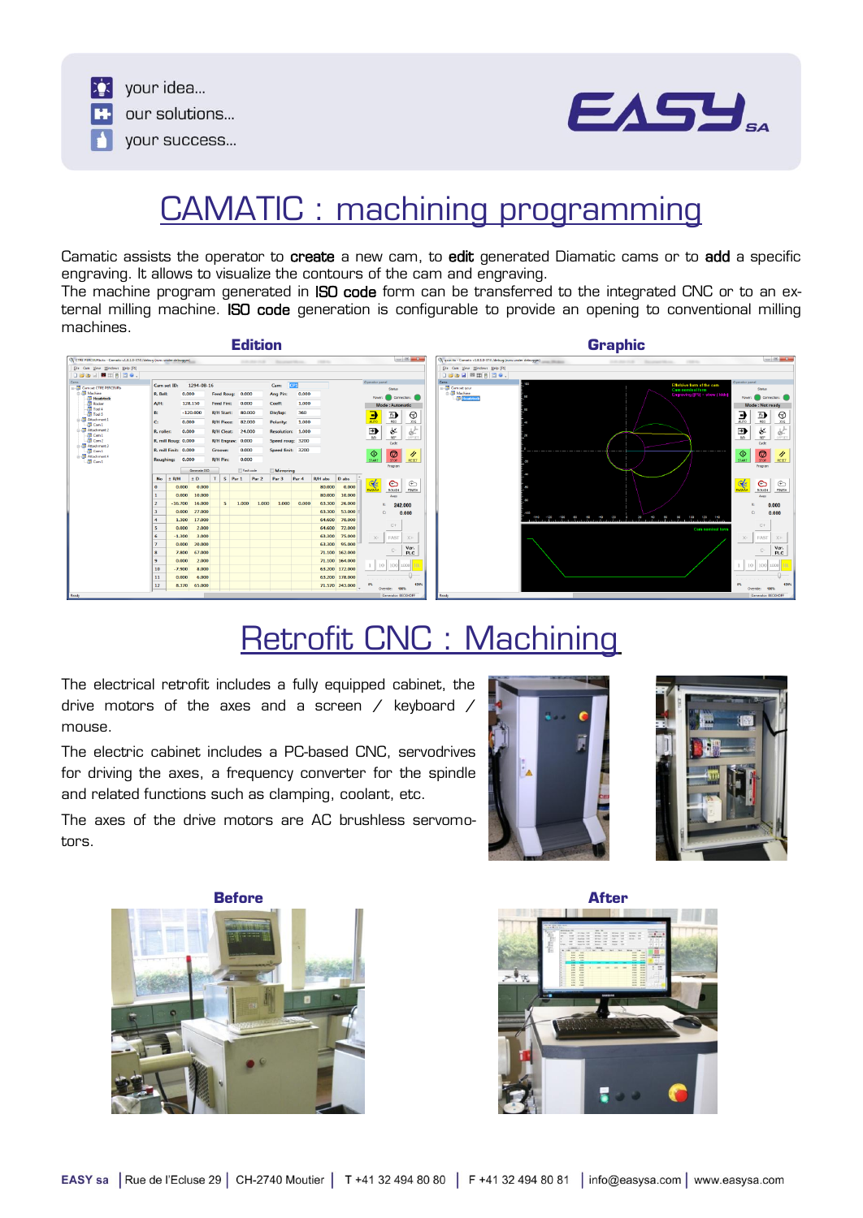your idea...
our solutions...
your success...

# CAMATIC : machining programming

Camatic assists the operator to **create** a new cam, to **edit** generated Diamatic cams or to **add** a specific engraving. It allows to visualize the contours of the cam and engraving.
The machine program generated in **ISO code** form can be transferred to the integrated CNC or to an external milling machine. **ISO code** generation is configurable to provide an opening to conventional milling machines.

**Edition**

**Graphic**

# Retrofit CNC : Machining

The electrical retrofit includes a fully equipped cabinet, the drive motors of the axes and a screen / keyboard / mouse.

The electric cabinet includes a PC-based CNC, servodrives for driving the axes, a frequency converter for the spindle and related functions such as clamping, coolant, etc.

The axes of the drive motors are AC brushless servomotors.

**Before**

**After**

**EASY sa** | Rue de l'Ecluse 29 | CH-2740 Moutier | T +41 32 494 80 80 | F +41 32 494 80 81 | info@easysa.com | www.easysa.com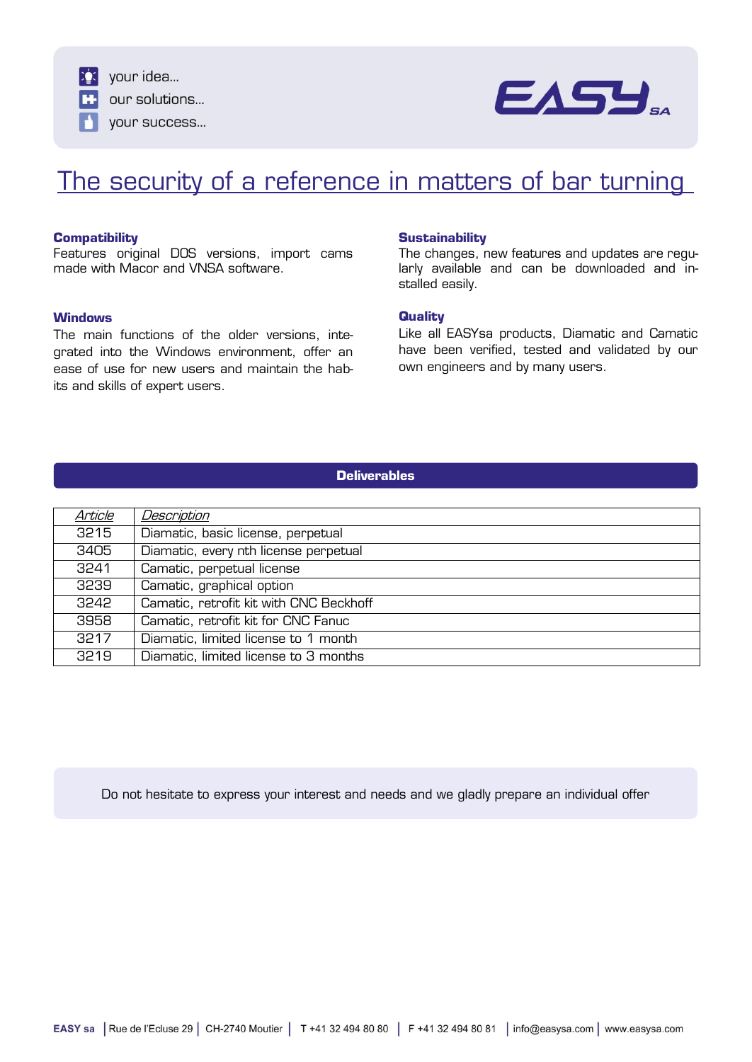your idea...
our solutions...
your success...

EASY SA

# The security of a reference in matters of bar turning

**Compatibility**
Features original DOS versions, import cams made with Macor and VNSA software.

**Windows**
The main functions of the older versions, integrated into the Windows environment, offer an ease of use for new users and maintain the habits and skills of expert users.

**Sustainability**
The changes, new features and updates are regularly available and can be downloaded and installed easily.

**Quality**
Like all EASYsa products, Diamatic and Camatic have been verified, tested and validated by our own engineers and by many users.

## Deliverables

| *Article* | *Description* |
|---|---|
| 3215 | Diamatic, basic license, perpetual |
| 3405 | Diamatic, every nth license perpetual |
| 3241 | Camatic, perpetual license |
| 3239 | Camatic, graphical option |
| 3242 | Camatic, retrofit kit with CNC Beckhoff |
| 3958 | Camatic, retrofit kit for CNC Fanuc |
| 3217 | Diamatic, limited license to 1 month |
| 3219 | Diamatic, limited license to 3 months |

Do not hesitate to express your interest and needs and we gladly prepare an individual offer

**EASY sa** | Rue de l'Ecluse 29 | CH-2740 Moutier | T +41 32 494 80 80 | F +41 32 494 80 81 | info@easysa.com | www.easysa.com